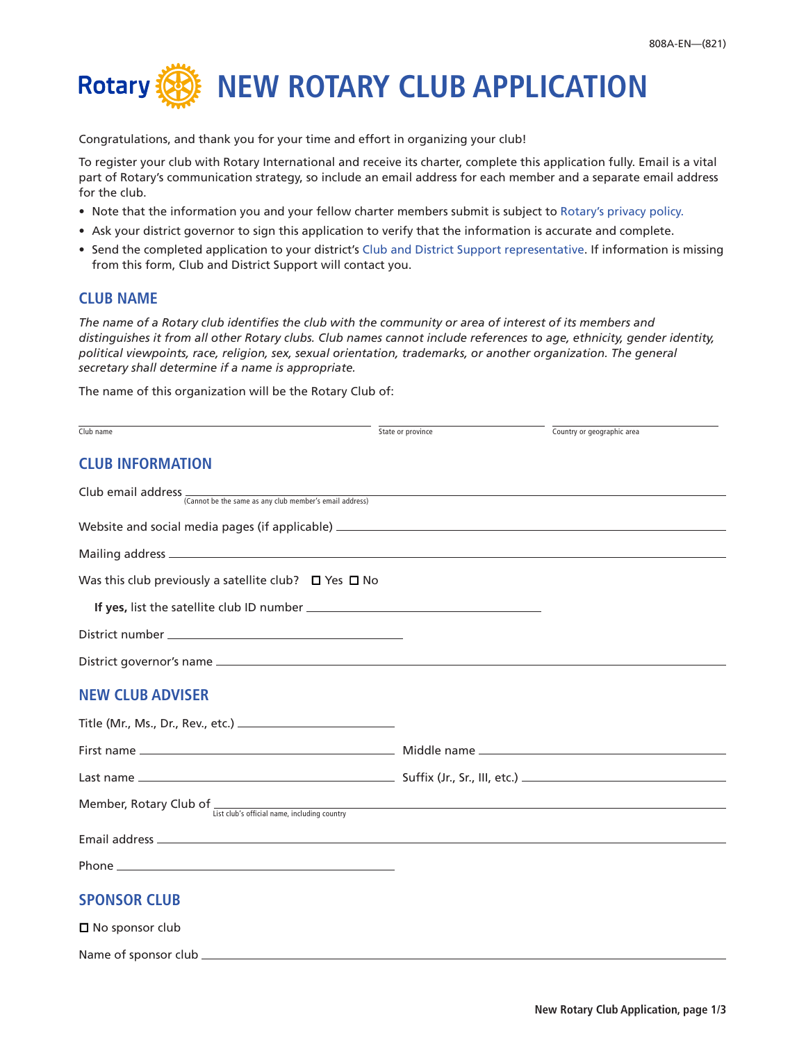808A-EN—(821)

# NEW ROTARY CLUB APPLICATION

Congratulations, and thank you for your time and effort in organizing your club!

To register your club with Rotary International and receive its charter, complete this application fully. Email is a vital part of Rotary's communication strategy, so include an email address for each member and a separate email address for the club.

- Note that the information you and your fellow charter members submit is subject to Rotary's privacy policy.
- Ask your district governor to sign this application to verify that the information is accurate and complete.
- Send the completed application to your district's Club and District Support representative. If information is missing from this form, Club and District Support will contact you.

## CLUB NAME

*The name of a Rotary club identifies the club with the community or area of interest of its members and distinguishes it from all other Rotary clubs. Club names cannot include references to age, ethnicity, gender identity, political viewpoints, race, religion, sex, sexual orientation, trademarks, or another organization. The general secretary shall determine if a name is appropriate.*

The name of this organization will be the Rotary Club of:

Club name ______________________ State or province ______________________ Country or geographic area ______________________

## CLUB INFORMATION

Club email address ______________________ (Cannot be the same as any club member's email address)

Website and social media pages (if applicable) ______________________

Mailing address ______________________

Was this club previously a satellite club? ☐ Yes ☐ No

**If yes,** list the satellite club ID number ______________________

District number ______________________

District governor's name ______________________

## NEW CLUB ADVISER

Title (Mr., Ms., Dr., Rev., etc.) ______________________

First name ______________________ Middle name ______________________

Last name ______________________ Suffix (Jr., Sr., III, etc.) ______________________

Member, Rotary Club of ______________________ (List club's official name, including country)

Email address ______________________

Phone ______________________

## SPONSOR CLUB

☐ No sponsor club

Name of sponsor club ______________________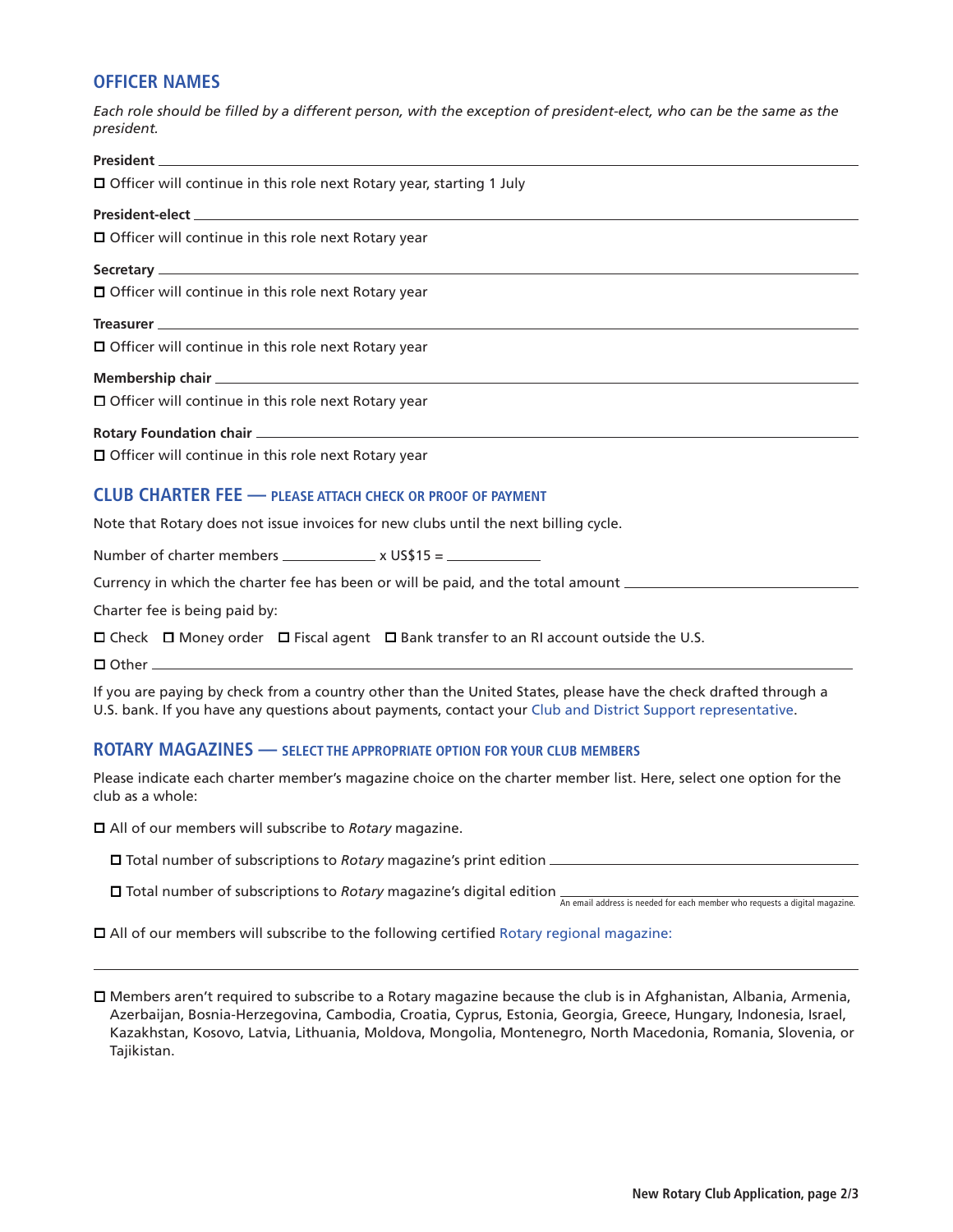## OFFICER NAMES

*Each role should be filled by a different person, with the exception of president-elect, who can be the same as the president.*

**President** ______________________________

☐ Officer will continue in this role next Rotary year, starting 1 July

**President-elect** ______________________________

☐ Officer will continue in this role next Rotary year

**Secretary** ______________________________

☐ Officer will continue in this role next Rotary year

**Treasurer** ______________________________

☐ Officer will continue in this role next Rotary year

**Membership chair** ______________________________

☐ Officer will continue in this role next Rotary year

**Rotary Foundation chair** ______________________________

☐ Officer will continue in this role next Rotary year

## CLUB CHARTER FEE — PLEASE ATTACH CHECK OR PROOF OF PAYMENT

Note that Rotary does not issue invoices for new clubs until the next billing cycle.

Number of charter members ____________ x US$15 = ____________

Currency in which the charter fee has been or will be paid, and the total amount ______________________________

Charter fee is being paid by:

☐ Check ☐ Money order ☐ Fiscal agent ☐ Bank transfer to an RI account outside the U.S.

☐ Other ______________________________

If you are paying by check from a country other than the United States, please have the check drafted through a U.S. bank. If you have any questions about payments, contact your Club and District Support representative.

## ROTARY MAGAZINES — SELECT THE APPROPRIATE OPTION FOR YOUR CLUB MEMBERS

Please indicate each charter member's magazine choice on the charter member list. Here, select one option for the club as a whole:

☐ All of our members will subscribe to *Rotary* magazine.

- ☐ Total number of subscriptions to *Rotary* magazine's print edition ______________________________
- ☐ Total number of subscriptions to *Rotary* magazine's digital edition ______________________________
  An email address is needed for each member who requests a digital magazine.

☐ All of our members will subscribe to the following certified Rotary regional magazine:

______________________________

☐ Members aren't required to subscribe to a Rotary magazine because the club is in Afghanistan, Albania, Armenia, Azerbaijan, Bosnia-Herzegovina, Cambodia, Croatia, Cyprus, Estonia, Georgia, Greece, Hungary, Indonesia, Israel, Kazakhstan, Kosovo, Latvia, Lithuania, Moldova, Mongolia, Montenegro, North Macedonia, Romania, Slovenia, or Tajikistan.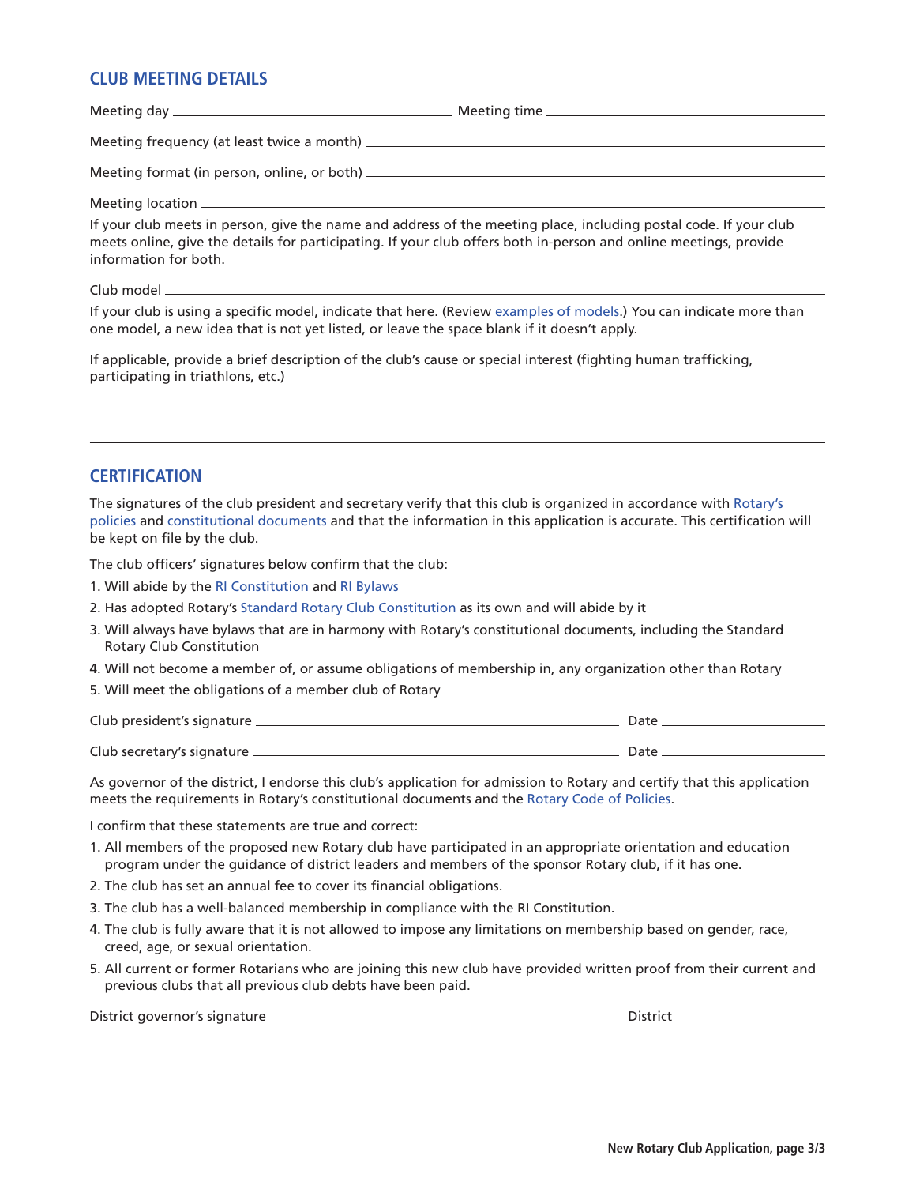## CLUB MEETING DETAILS

Meeting day ______________________ Meeting time ______________________

Meeting frequency (at least twice a month) ______________________

Meeting format (in person, online, or both) ______________________

Meeting location ______________________

If your club meets in person, give the name and address of the meeting place, including postal code. If your club meets online, give the details for participating. If your club offers both in-person and online meetings, provide information for both.

Club model ______________________

If your club is using a specific model, indicate that here. (Review examples of models.) You can indicate more than one model, a new idea that is not yet listed, or leave the space blank if it doesn't apply.

If applicable, provide a brief description of the club's cause or special interest (fighting human trafficking, participating in triathlons, etc.)

______________________

______________________

## CERTIFICATION

The signatures of the club president and secretary verify that this club is organized in accordance with Rotary's policies and constitutional documents and that the information in this application is accurate. This certification will be kept on file by the club.

The club officers' signatures below confirm that the club:

1. Will abide by the RI Constitution and RI Bylaws
2. Has adopted Rotary's Standard Rotary Club Constitution as its own and will abide by it
3. Will always have bylaws that are in harmony with Rotary's constitutional documents, including the Standard Rotary Club Constitution
4. Will not become a member of, or assume obligations of membership in, any organization other than Rotary
5. Will meet the obligations of a member club of Rotary

Club president's signature ______________________ Date ______________________

Club secretary's signature ______________________ Date ______________________

As governor of the district, I endorse this club's application for admission to Rotary and certify that this application meets the requirements in Rotary's constitutional documents and the Rotary Code of Policies.

I confirm that these statements are true and correct:

1. All members of the proposed new Rotary club have participated in an appropriate orientation and education program under the guidance of district leaders and members of the sponsor Rotary club, if it has one.
2. The club has set an annual fee to cover its financial obligations.
3. The club has a well-balanced membership in compliance with the RI Constitution.
4. The club is fully aware that it is not allowed to impose any limitations on membership based on gender, race, creed, age, or sexual orientation.
5. All current or former Rotarians who are joining this new club have provided written proof from their current and previous clubs that all previous club debts have been paid.

District governor's signature ______________________ District ______________________